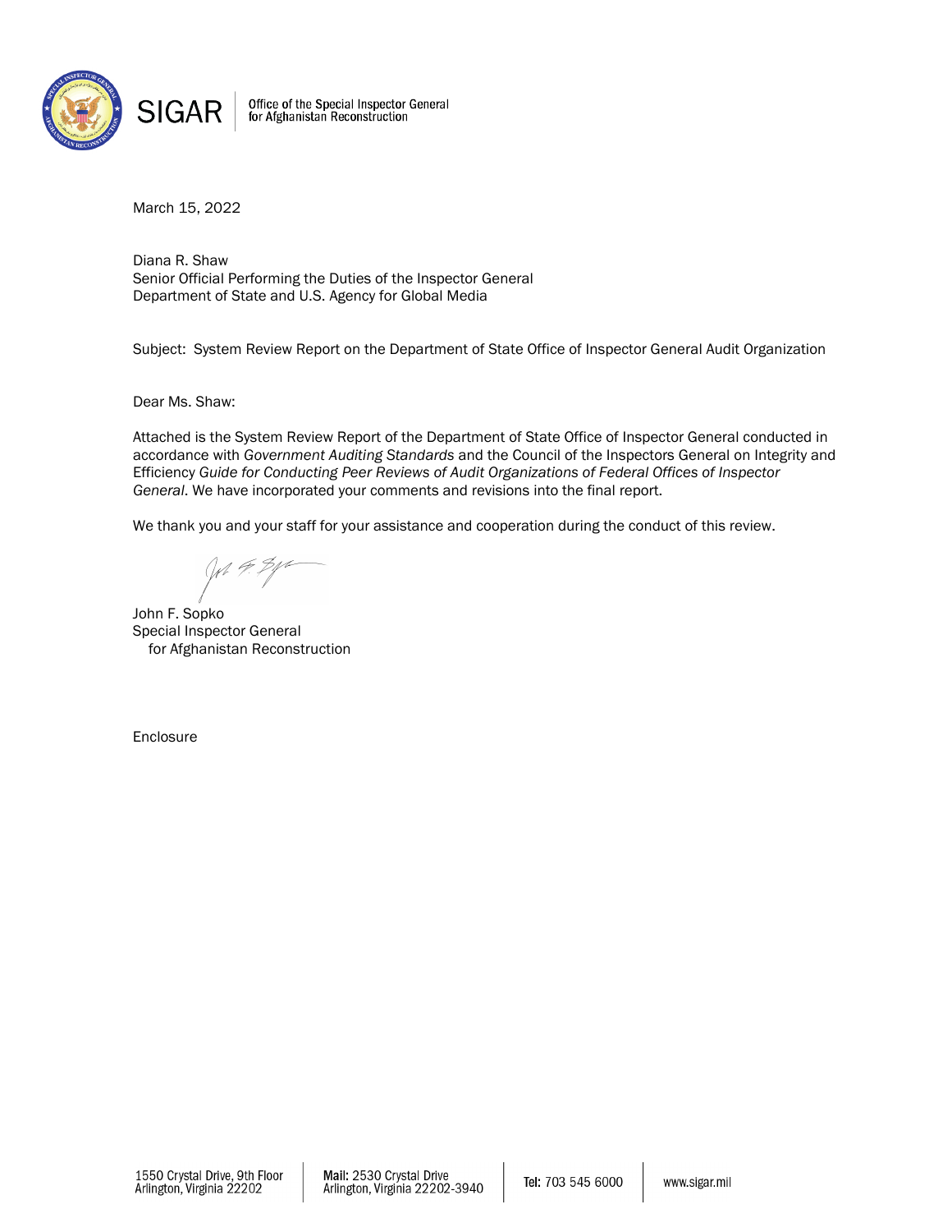SIGAR | Office of the Special Inspector General for Afghanistan Reconstruction

March 15, 2022

Diana R. Shaw
Senior Official Performing the Duties of the Inspector General
Department of State and U.S. Agency for Global Media

Subject: System Review Report on the Department of State Office of Inspector General Audit Organization

Dear Ms. Shaw:

Attached is the System Review Report of the Department of State Office of Inspector General conducted in accordance with *Government Auditing Standards* and the Council of the Inspectors General on Integrity and Efficiency *Guide for Conducting Peer Reviews of Audit Organizations of Federal Offices of Inspector General*. We have incorporated your comments and revisions into the final report.

We thank you and your staff for your assistance and cooperation during the conduct of this review.

John F. Sopko
Special Inspector General
for Afghanistan Reconstruction

Enclosure

1550 Crystal Drive, 9th Floor
Arlington, Virginia 22202

**Mail:** 2530 Crystal Drive
Arlington, Virginia 22202-3940

**Tel:** 703 545 6000

www.sigar.mil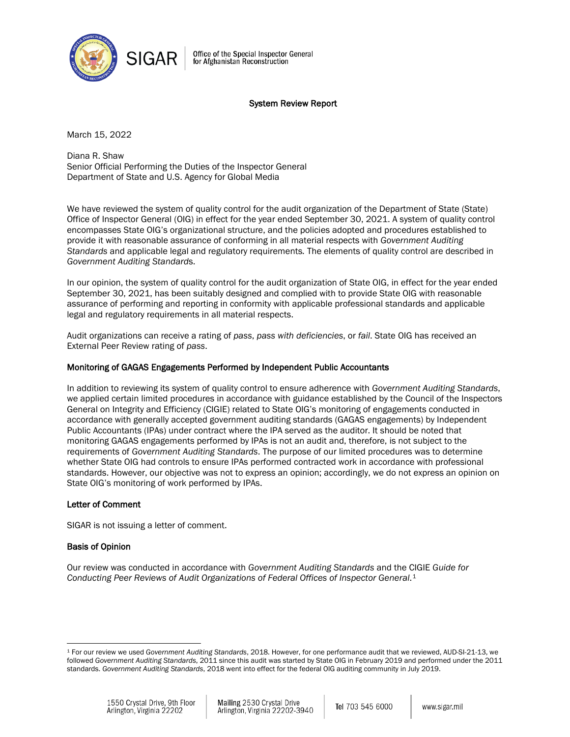SIGAR | Office of the Special Inspector General for Afghanistan Reconstruction

**System Review Report**

March 15, 2022

Diana R. Shaw
Senior Official Performing the Duties of the Inspector General
Department of State and U.S. Agency for Global Media

We have reviewed the system of quality control for the audit organization of the Department of State (State) Office of Inspector General (OIG) in effect for the year ended September 30, 2021. A system of quality control encompasses State OIG's organizational structure, and the policies adopted and procedures established to provide it with reasonable assurance of conforming in all material respects with *Government Auditing Standards* and applicable legal and regulatory requirements. The elements of quality control are described in *Government Auditing Standard*s.

In our opinion, the system of quality control for the audit organization of State OIG, in effect for the year ended September 30, 2021, has been suitably designed and complied with to provide State OIG with reasonable assurance of performing and reporting in conformity with applicable professional standards and applicable legal and regulatory requirements in all material respects.

Audit organizations can receive a rating of *pass*, *pass with deficiencies*, or *fail*. State OIG has received an External Peer Review rating of *pass*.

**Monitoring of GAGAS Engagements Performed by Independent Public Accountants**

In addition to reviewing its system of quality control to ensure adherence with *Government Auditing Standards*, we applied certain limited procedures in accordance with guidance established by the Council of the Inspectors General on Integrity and Efficiency (CIGIE) related to State OIG's monitoring of engagements conducted in accordance with generally accepted government auditing standards (GAGAS engagements) by Independent Public Accountants (IPAs) under contract where the IPA served as the auditor. It should be noted that monitoring GAGAS engagements performed by IPAs is not an audit and, therefore, is not subject to the requirements of *Government Auditing Standards*. The purpose of our limited procedures was to determine whether State OIG had controls to ensure IPAs performed contracted work in accordance with professional standards. However, our objective was not to express an opinion; accordingly, we do not express an opinion on State OIG's monitoring of work performed by IPAs.

**Letter of Comment**

SIGAR is not issuing a letter of comment.

**Basis of Opinion**

Our review was conducted in accordance with *Government Auditing Standards* and the CIGIE *Guide for Conducting Peer Reviews of Audit Organizations of Federal Offices of Inspector General*.[1]

[1] For our review we used *Government Auditing Standards*, 2018. However, for one performance audit that we reviewed, AUD-SI-21-13, we followed *Government Auditing Standards*, 2011 since this audit was started by State OIG in February 2019 and performed under the 2011 standards. *Government Auditing Standards*, 2018 went into effect for the federal OIG auditing community in July 2019.

1550 Crystal Drive, 9th Floor Arlington, Virginia 22202 | Mailing 2530 Crystal Drive Arlington, Virginia 22202-3940 | Tel 703 545 6000 | www.sigar.mil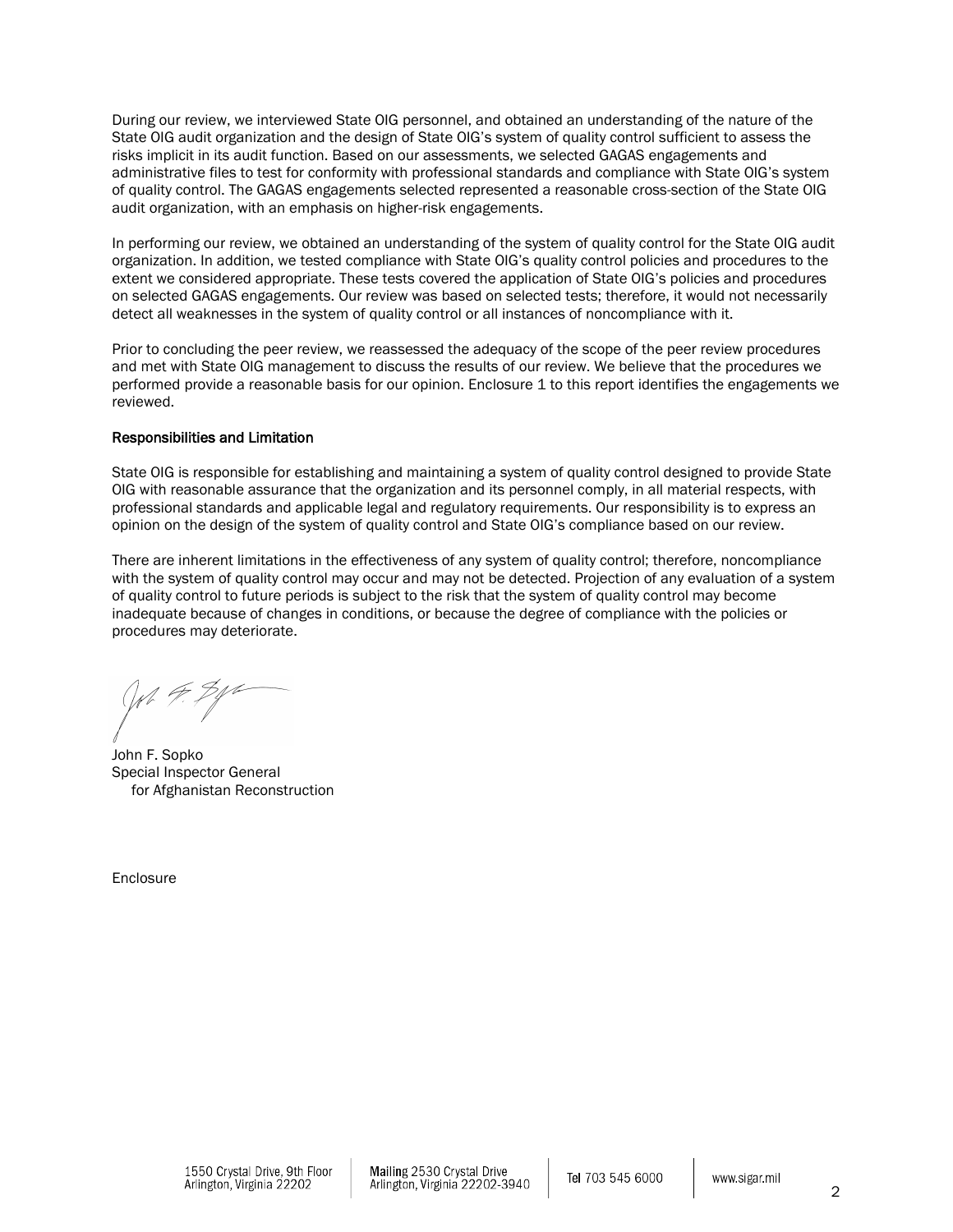During our review, we interviewed State OIG personnel, and obtained an understanding of the nature of the State OIG audit organization and the design of State OIG's system of quality control sufficient to assess the risks implicit in its audit function. Based on our assessments, we selected GAGAS engagements and administrative files to test for conformity with professional standards and compliance with State OIG's system of quality control. The GAGAS engagements selected represented a reasonable cross-section of the State OIG audit organization, with an emphasis on higher-risk engagements.

In performing our review, we obtained an understanding of the system of quality control for the State OIG audit organization. In addition, we tested compliance with State OIG's quality control policies and procedures to the extent we considered appropriate. These tests covered the application of State OIG's policies and procedures on selected GAGAS engagements. Our review was based on selected tests; therefore, it would not necessarily detect all weaknesses in the system of quality control or all instances of noncompliance with it.

Prior to concluding the peer review, we reassessed the adequacy of the scope of the peer review procedures and met with State OIG management to discuss the results of our review. We believe that the procedures we performed provide a reasonable basis for our opinion. Enclosure 1 to this report identifies the engagements we reviewed.

**Responsibilities and Limitation**

State OIG is responsible for establishing and maintaining a system of quality control designed to provide State OIG with reasonable assurance that the organization and its personnel comply, in all material respects, with professional standards and applicable legal and regulatory requirements. Our responsibility is to express an opinion on the design of the system of quality control and State OIG's compliance based on our review.

There are inherent limitations in the effectiveness of any system of quality control; therefore, noncompliance with the system of quality control may occur and may not be detected. Projection of any evaluation of a system of quality control to future periods is subject to the risk that the system of quality control may become inadequate because of changes in conditions, or because the degree of compliance with the policies or procedures may deteriorate.

John F. Sopko
Special Inspector General
for Afghanistan Reconstruction

Enclosure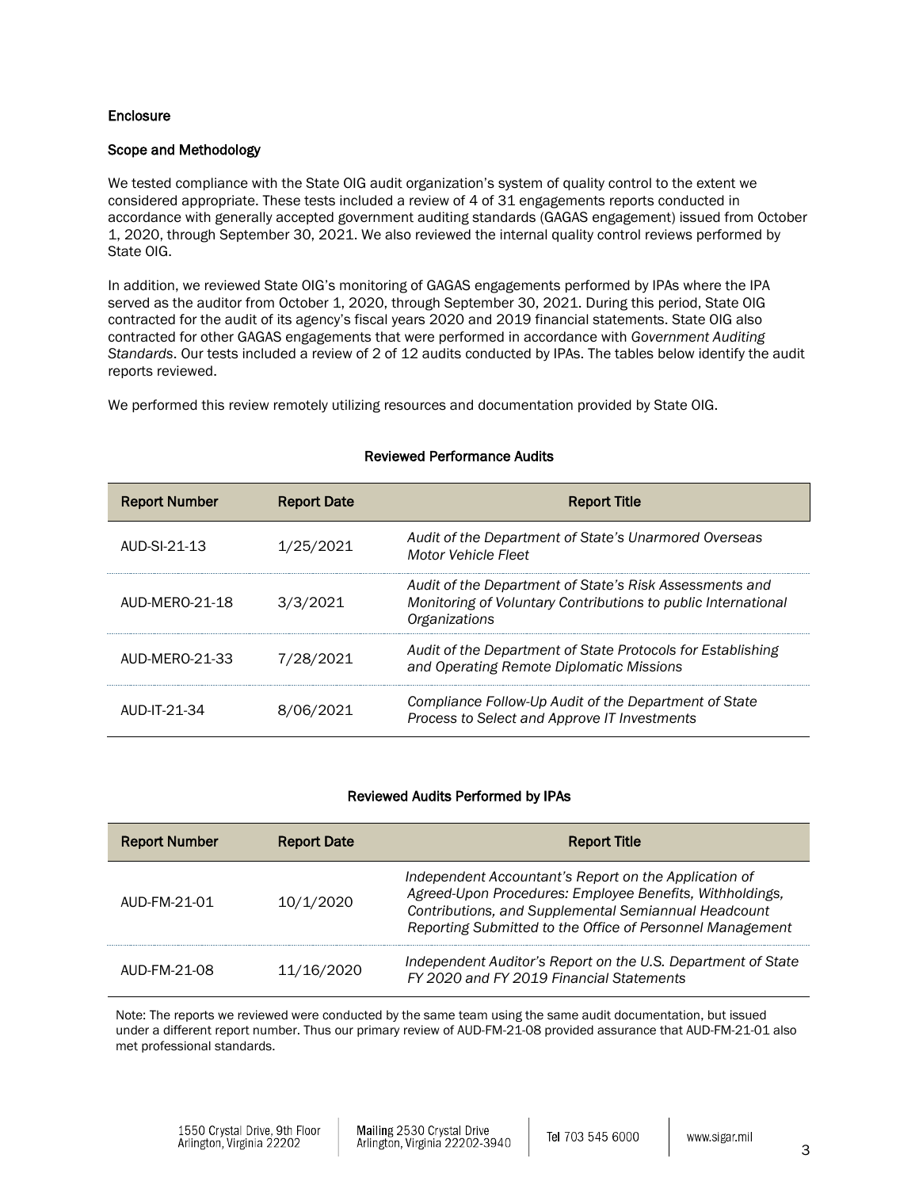**Enclosure**

**Scope and Methodology**

We tested compliance with the State OIG audit organization's system of quality control to the extent we considered appropriate. These tests included a review of 4 of 31 engagements reports conducted in accordance with generally accepted government auditing standards (GAGAS engagement) issued from October 1, 2020, through September 30, 2021. We also reviewed the internal quality control reviews performed by State OIG.

In addition, we reviewed State OIG's monitoring of GAGAS engagements performed by IPAs where the IPA served as the auditor from October 1, 2020, through September 30, 2021. During this period, State OIG contracted for the audit of its agency's fiscal years 2020 and 2019 financial statements. State OIG also contracted for other GAGAS engagements that were performed in accordance with *Government Auditing Standards*. Our tests included a review of 2 of 12 audits conducted by IPAs. The tables below identify the audit reports reviewed.

We performed this review remotely utilizing resources and documentation provided by State OIG.

**Reviewed Performance Audits**

| Report Number | Report Date | Report Title |
|---|---|---|
| AUD-SI-21-13 | 1/25/2021 | *Audit of the Department of State's Unarmored Overseas Motor Vehicle Fleet* |
| AUD-MERO-21-18 | 3/3/2021 | *Audit of the Department of State's Risk Assessments and Monitoring of Voluntary Contributions to public International Organizations* |
| AUD-MERO-21-33 | 7/28/2021 | *Audit of the Department of State Protocols for Establishing and Operating Remote Diplomatic Missions* |
| AUD-IT-21-34 | 8/06/2021 | *Compliance Follow-Up Audit of the Department of State Process to Select and Approve IT Investments* |

**Reviewed Audits Performed by IPAs**

| Report Number | Report Date | Report Title |
|---|---|---|
| AUD-FM-21-01 | 10/1/2020 | *Independent Accountant's Report on the Application of Agreed-Upon Procedures: Employee Benefits, Withholdings, Contributions, and Supplemental Semiannual Headcount Reporting Submitted to the Office of Personnel Management* |
| AUD-FM-21-08 | 11/16/2020 | *Independent Auditor's Report on the U.S. Department of State FY 2020 and FY 2019 Financial Statements* |

Note: The reports we reviewed were conducted by the same team using the same audit documentation, but issued under a different report number. Thus our primary review of AUD-FM-21-08 provided assurance that AUD-FM-21-01 also met professional standards.

1550 Crystal Drive, 9th Floor Arlington, Virginia 22202 | Mailing 2530 Crystal Drive Arlington, Virginia 22202-3940 | Tel 703 545 6000 | www.sigar.mil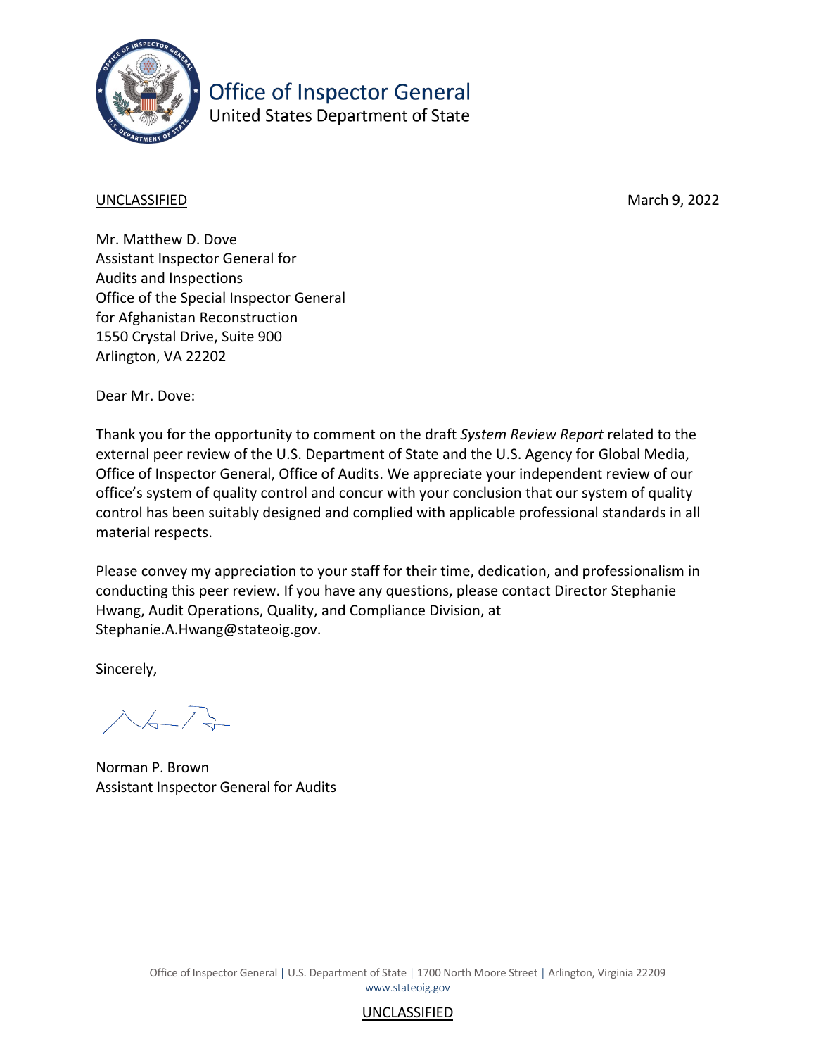Office of Inspector General
United States Department of State

UNCLASSIFIED

March 9, 2022

Mr. Matthew D. Dove
Assistant Inspector General for
Audits and Inspections
Office of the Special Inspector General
for Afghanistan Reconstruction
1550 Crystal Drive, Suite 900
Arlington, VA 22202

Dear Mr. Dove:

Thank you for the opportunity to comment on the draft *System Review Report* related to the external peer review of the U.S. Department of State and the U.S. Agency for Global Media, Office of Inspector General, Office of Audits. We appreciate your independent review of our office's system of quality control and concur with your conclusion that our system of quality control has been suitably designed and complied with applicable professional standards in all material respects.

Please convey my appreciation to your staff for their time, dedication, and professionalism in conducting this peer review. If you have any questions, please contact Director Stephanie Hwang, Audit Operations, Quality, and Compliance Division, at Stephanie.A.Hwang@stateoig.gov.

Sincerely,

Norman P. Brown
Assistant Inspector General for Audits

Office of Inspector General | U.S. Department of State | 1700 North Moore Street | Arlington, Virginia 22209
www.stateoig.gov

UNCLASSIFIED